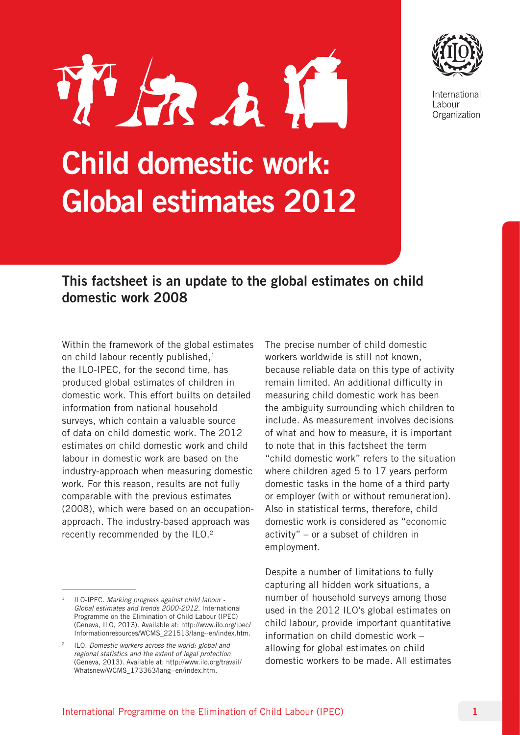International Labour Organization

# Child domestic work: Global estimates 2012

## This factsheet is an update to the global estimates on child domestic work 2008

Within the framework of the global estimates on child labour recently published,[1] the ILO-IPEC, for the second time, has produced global estimates of children in domestic work. This effort builts on detailed information from national household surveys, which contain a valuable source of data on child domestic work. The 2012 estimates on child domestic work and child labour in domestic work are based on the industry-approach when measuring domestic work. For this reason, results are not fully comparable with the previous estimates (2008), which were based on an occupation-approach. The industry-based approach was recently recommended by the ILO.[2]

The precise number of child domestic workers worldwide is still not known, because reliable data on this type of activity remain limited. An additional difficulty in measuring child domestic work has been the ambiguity surrounding which children to include. As measurement involves decisions of what and how to measure, it is important to note that in this factsheet the term "child domestic work" refers to the situation where children aged 5 to 17 years perform domestic tasks in the home of a third party or employer (with or without remuneration). Also in statistical terms, therefore, child domestic work is considered as "economic activity" – or a subset of children in employment.

Despite a number of limitations to fully capturing all hidden work situations, a number of household surveys among those used in the 2012 ILO's global estimates on child labour, provide important quantitative information on child domestic work – allowing for global estimates on child domestic workers to be made. All estimates

---

[1] ILO-IPEC. *Marking progress against child labour - Global estimates and trends 2000-2012.* International Programme on the Elimination of Child Labour (IPEC) (Geneva, ILO, 2013). Available at: http://www.ilo.org/ipec/Informationresources/WCMS_221513/lang--en/index.htm.

[2] ILO. *Domestic workers across the world: global and regional statistics and the extent of legal protection* (Geneva, 2013). Available at: http://www.ilo.org/travail/Whatsnew/WCMS_173363/lang--en/index.htm.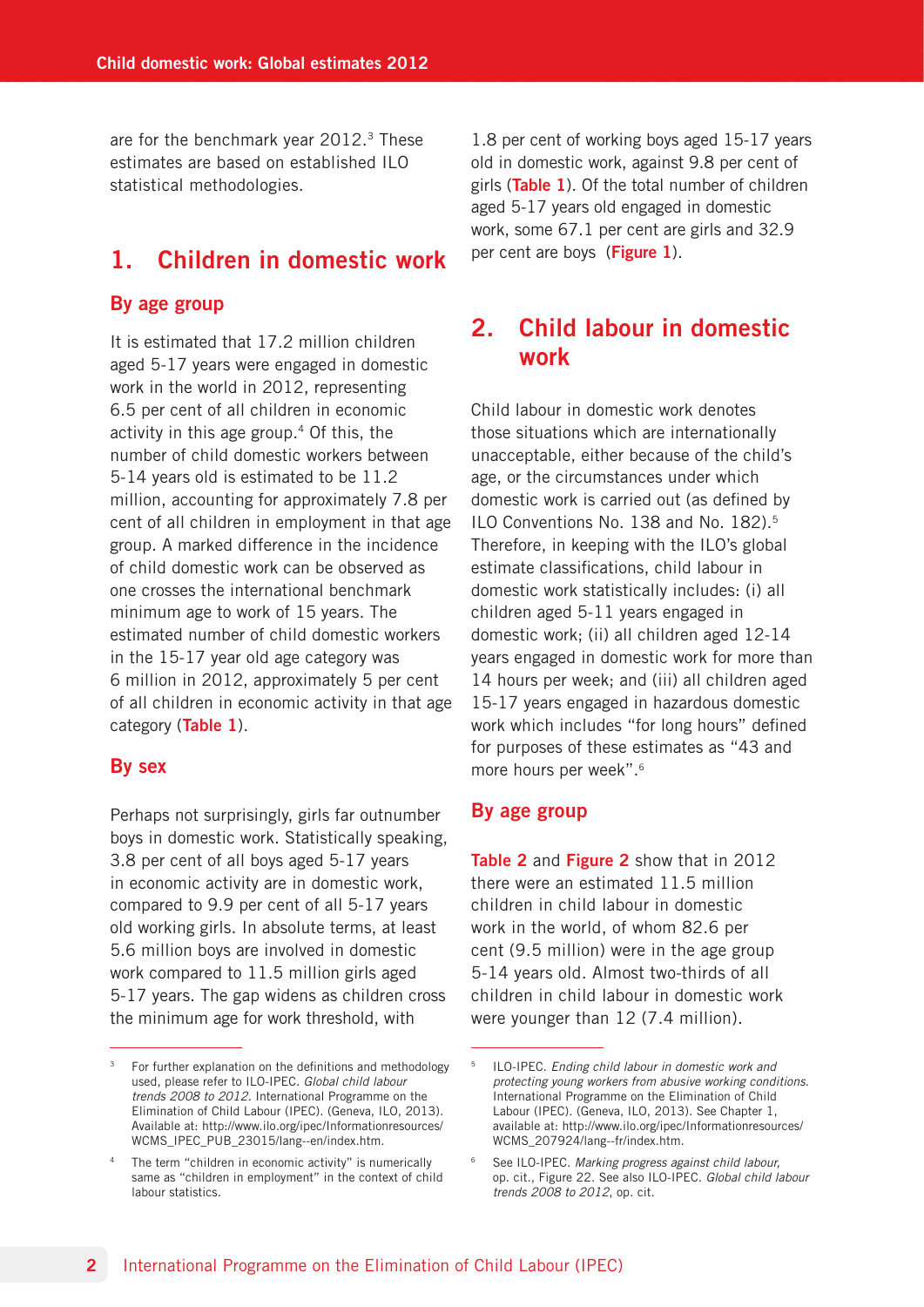are for the benchmark year 2012.[3] These estimates are based on established ILO statistical methodologies.

## 1. Children in domestic work

### By age group

It is estimated that 17.2 million children aged 5-17 years were engaged in domestic work in the world in 2012, representing 6.5 per cent of all children in economic activity in this age group.[4] Of this, the number of child domestic workers between 5-14 years old is estimated to be 11.2 million, accounting for approximately 7.8 per cent of all children in employment in that age group. A marked difference in the incidence of child domestic work can be observed as one crosses the international benchmark minimum age to work of 15 years. The estimated number of child domestic workers in the 15-17 year old age category was 6 million in 2012, approximately 5 per cent of all children in economic activity in that age category (**Table 1**).

### By sex

Perhaps not surprisingly, girls far outnumber boys in domestic work. Statistically speaking, 3.8 per cent of all boys aged 5-17 years in economic activity are in domestic work, compared to 9.9 per cent of all 5-17 years old working girls. In absolute terms, at least 5.6 million boys are involved in domestic work compared to 11.5 million girls aged 5-17 years. The gap widens as children cross the minimum age for work threshold, with 1.8 per cent of working boys aged 15-17 years old in domestic work, against 9.8 per cent of girls (**Table 1**). Of the total number of children aged 5-17 years old engaged in domestic work, some 67.1 per cent are girls and 32.9 per cent are boys (**Figure 1**).

## 2. Child labour in domestic work

Child labour in domestic work denotes those situations which are internationally unacceptable, either because of the child's age, or the circumstances under which domestic work is carried out (as defined by ILO Conventions No. 138 and No. 182).[5] Therefore, in keeping with the ILO's global estimate classifications, child labour in domestic work statistically includes: (i) all children aged 5-11 years engaged in domestic work; (ii) all children aged 12-14 years engaged in domestic work for more than 14 hours per week; and (iii) all children aged 15-17 years engaged in hazardous domestic work which includes "for long hours" defined for purposes of these estimates as "43 and more hours per week".[6]

### By age group

**Table 2** and **Figure 2** show that in 2012 there were an estimated 11.5 million children in child labour in domestic work in the world, of whom 82.6 per cent (9.5 million) were in the age group 5-14 years old. Almost two-thirds of all children in child labour in domestic work were younger than 12 (7.4 million).

---

[3] For further explanation on the definitions and methodology used, please refer to ILO-IPEC. *Global child labour trends 2008 to 2012*. International Programme on the Elimination of Child Labour (IPEC). (Geneva, ILO, 2013). Available at: http://www.ilo.org/ipec/Informationresources/WCMS_IPEC_PUB_23015/lang--en/index.htm.

[4] The term "children in economic activity" is numerically same as "children in employment" in the context of child labour statistics.

[5] ILO-IPEC. *Ending child labour in domestic work and protecting young workers from abusive working conditions.* International Programme on the Elimination of Child Labour (IPEC). (Geneva, ILO, 2013). See Chapter 1, available at: http://www.ilo.org/ipec/Informationresources/WCMS_207924/lang--fr/index.htm.

[6] See ILO-IPEC. *Marking progress against child labour,* op. cit., Figure 22. See also ILO-IPEC. *Global child labour trends 2008 to 2012*, op. cit.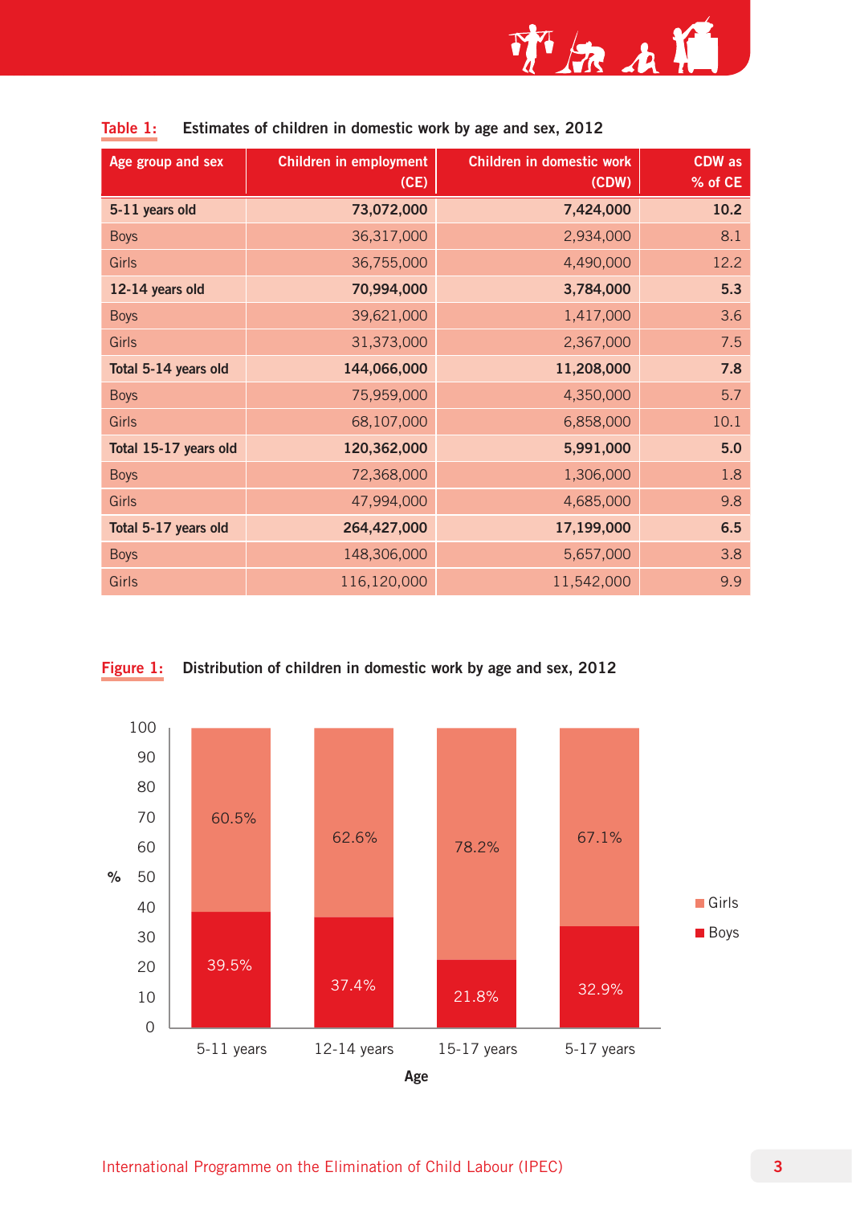**Table 1:** Estimates of children in domestic work by age and sex, 2012

| Age group and sex | Children in employment (CE) | Children in domestic work (CDW) | CDW as % of CE |
|---|---|---|---|
| **5-11 years old** | **73,072,000** | **7,424,000** | **10.2** |
| Boys | 36,317,000 | 2,934,000 | 8.1 |
| Girls | 36,755,000 | 4,490,000 | 12.2 |
| **12-14 years old** | **70,994,000** | **3,784,000** | **5.3** |
| Boys | 39,621,000 | 1,417,000 | 3.6 |
| Girls | 31,373,000 | 2,367,000 | 7.5 |
| **Total 5-14 years old** | **144,066,000** | **11,208,000** | **7.8** |
| Boys | 75,959,000 | 4,350,000 | 5.7 |
| Girls | 68,107,000 | 6,858,000 | 10.1 |
| **Total 15-17 years old** | **120,362,000** | **5,991,000** | **5.0** |
| Boys | 72,368,000 | 1,306,000 | 1.8 |
| Girls | 47,994,000 | 4,685,000 | 9.8 |
| **Total 5-17 years old** | **264,427,000** | **17,199,000** | **6.5** |
| Boys | 148,306,000 | 5,657,000 | 3.8 |
| Girls | 116,120,000 | 11,542,000 | 9.9 |

**Figure 1:** Distribution of children in domestic work by age and sex, 2012

| Age | Girls | Boys |
|---|---|---|
| 5-11 years | 60.5% | 39.5% |
| 12-14 years | 62.6% | 37.4% |
| 15-17 years | 78.2% | 21.8% |
| 5-17 years | 67.1% | 32.9% |

International Programme on the Elimination of Child Labour (IPEC)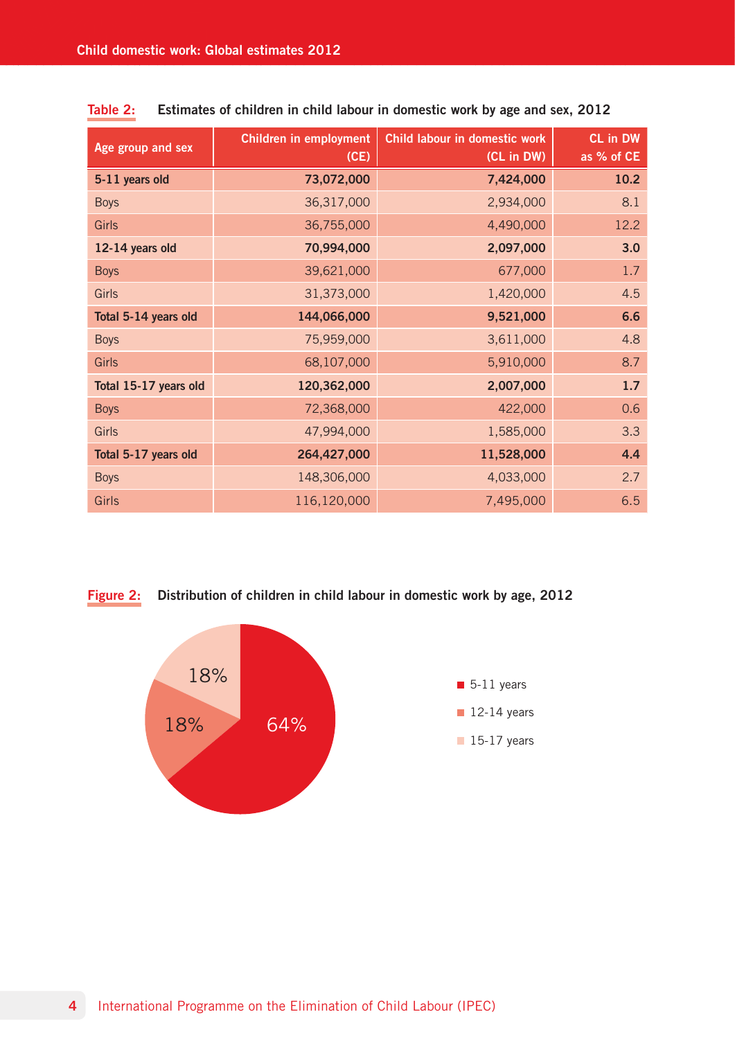**Table 2:** Estimates of children in child labour in domestic work by age and sex, 2012

| Age group and sex | Children in employment (CE) | Child labour in domestic work (CL in DW) | CL in DW as % of CE |
|---|---|---|---|
| **5-11 years old** | **73,072,000** | **7,424,000** | **10.2** |
| Boys | 36,317,000 | 2,934,000 | 8.1 |
| Girls | 36,755,000 | 4,490,000 | 12.2 |
| **12-14 years old** | **70,994,000** | **2,097,000** | **3.0** |
| Boys | 39,621,000 | 677,000 | 1.7 |
| Girls | 31,373,000 | 1,420,000 | 4.5 |
| **Total 5-14 years old** | **144,066,000** | **9,521,000** | **6.6** |
| Boys | 75,959,000 | 3,611,000 | 4.8 |
| Girls | 68,107,000 | 5,910,000 | 8.7 |
| **Total 15-17 years old** | **120,362,000** | **2,007,000** | **1.7** |
| Boys | 72,368,000 | 422,000 | 0.6 |
| Girls | 47,994,000 | 1,585,000 | 3.3 |
| **Total 5-17 years old** | **264,427,000** | **11,528,000** | **4.4** |
| Boys | 148,306,000 | 4,033,000 | 2.7 |
| Girls | 116,120,000 | 7,495,000 | 6.5 |

**Figure 2:** Distribution of children in child labour in domestic work by age, 2012

| Age group | Share |
|---|---|
| 5-11 years | 64% |
| 12-14 years | 18% |
| 15-17 years | 18% |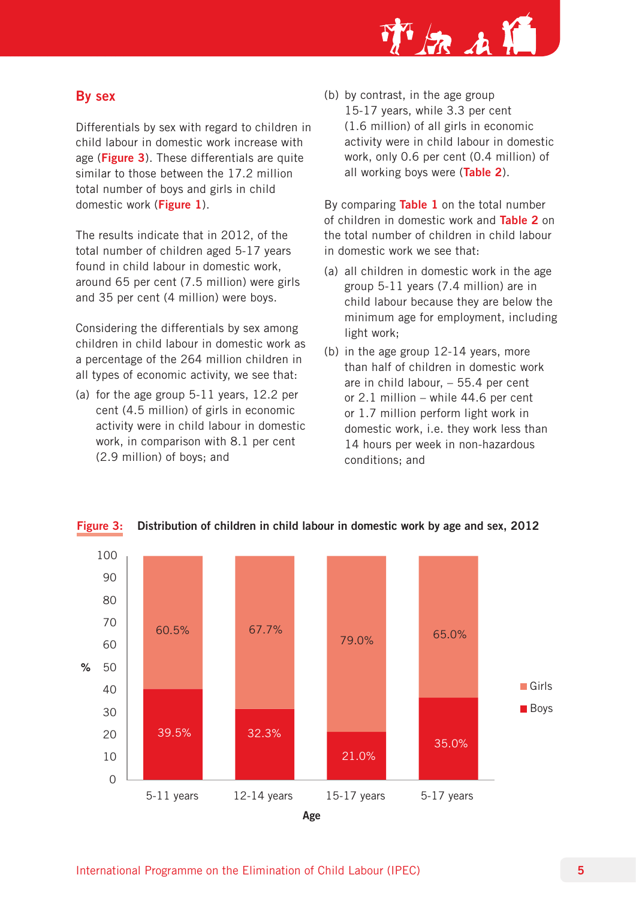## By sex

Differentials by sex with regard to children in child labour in domestic work increase with age (**Figure 3**). These differentials are quite similar to those between the 17.2 million total number of boys and girls in child domestic work (**Figure 1**).

The results indicate that in 2012, of the total number of children aged 5-17 years found in child labour in domestic work, around 65 per cent (7.5 million) were girls and 35 per cent (4 million) were boys.

Considering the differentials by sex among children in child labour in domestic work as a percentage of the 264 million children in all types of economic activity, we see that:

(a) for the age group 5-11 years, 12.2 per cent (4.5 million) of girls in economic activity were in child labour in domestic work, in comparison with 8.1 per cent (2.9 million) of boys; and

(b) by contrast, in the age group 15-17 years, while 3.3 per cent (1.6 million) of all girls in economic activity were in child labour in domestic work, only 0.6 per cent (0.4 million) of all working boys were (**Table 2**).

By comparing **Table 1** on the total number of children in domestic work and **Table 2** on the total number of children in child labour in domestic work we see that:

(a) all children in domestic work in the age group 5-11 years (7.4 million) are in child labour because they are below the minimum age for employment, including light work;

(b) in the age group 12-14 years, more than half of children in domestic work are in child labour, – 55.4 per cent or 2.1 million – while 44.6 per cent or 1.7 million perform light work in domestic work, i.e. they work less than 14 hours per week in non-hazardous conditions; and

**Figure 3:** **Distribution of children in child labour in domestic work by age and sex, 2012**

| Age | Girls | Boys |
|---|---|---|
| 5-11 years | 60.5% | 39.5% |
| 12-14 years | 67.7% | 32.3% |
| 15-17 years | 79.0% | 21.0% |
| 5-17 years | 65.0% | 35.0% |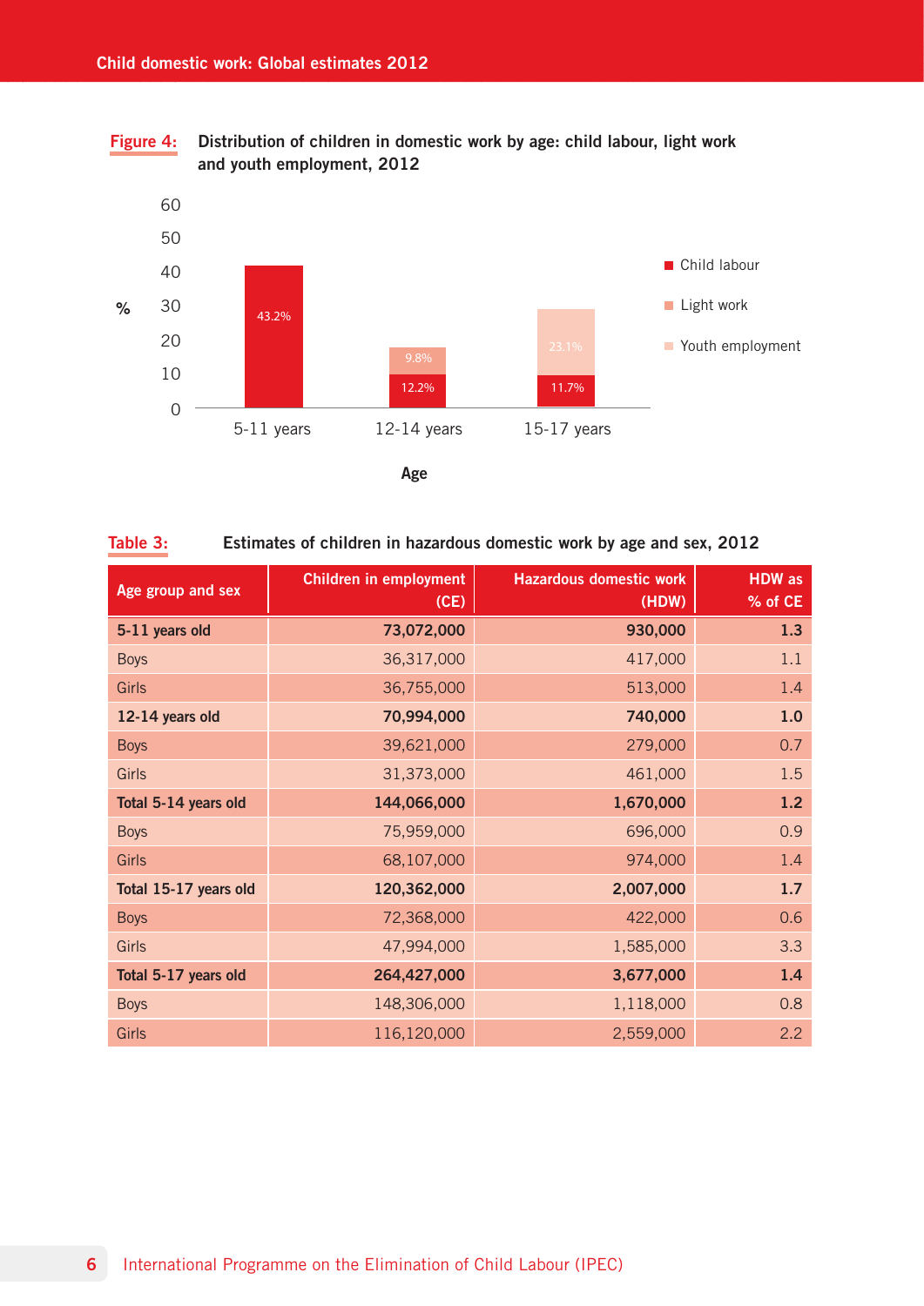**Figure 4:** Distribution of children in domestic work by age: child labour, light work and youth employment, 2012

| Age | Child labour | Light work | Youth employment |
|---|---|---|---|
| 5-11 years | 43.2% | | |
| 12-14 years | 12.2% | 9.8% | |
| 15-17 years | 11.7% | | 23.1% |

**Table 3:** Estimates of children in hazardous domestic work by age and sex, 2012

| Age group and sex | Children in employment (CE) | Hazardous domestic work (HDW) | HDW as % of CE |
|---|---|---|---|
| **5-11 years old** | **73,072,000** | **930,000** | **1.3** |
| Boys | 36,317,000 | 417,000 | 1.1 |
| Girls | 36,755,000 | 513,000 | 1.4 |
| **12-14 years old** | **70,994,000** | **740,000** | **1.0** |
| Boys | 39,621,000 | 279,000 | 0.7 |
| Girls | 31,373,000 | 461,000 | 1.5 |
| **Total 5-14 years old** | **144,066,000** | **1,670,000** | **1.2** |
| Boys | 75,959,000 | 696,000 | 0.9 |
| Girls | 68,107,000 | 974,000 | 1.4 |
| **Total 15-17 years old** | **120,362,000** | **2,007,000** | **1.7** |
| Boys | 72,368,000 | 422,000 | 0.6 |
| Girls | 47,994,000 | 1,585,000 | 3.3 |
| **Total 5-17 years old** | **264,427,000** | **3,677,000** | **1.4** |
| Boys | 148,306,000 | 1,118,000 | 0.8 |
| Girls | 116,120,000 | 2,559,000 | 2.2 |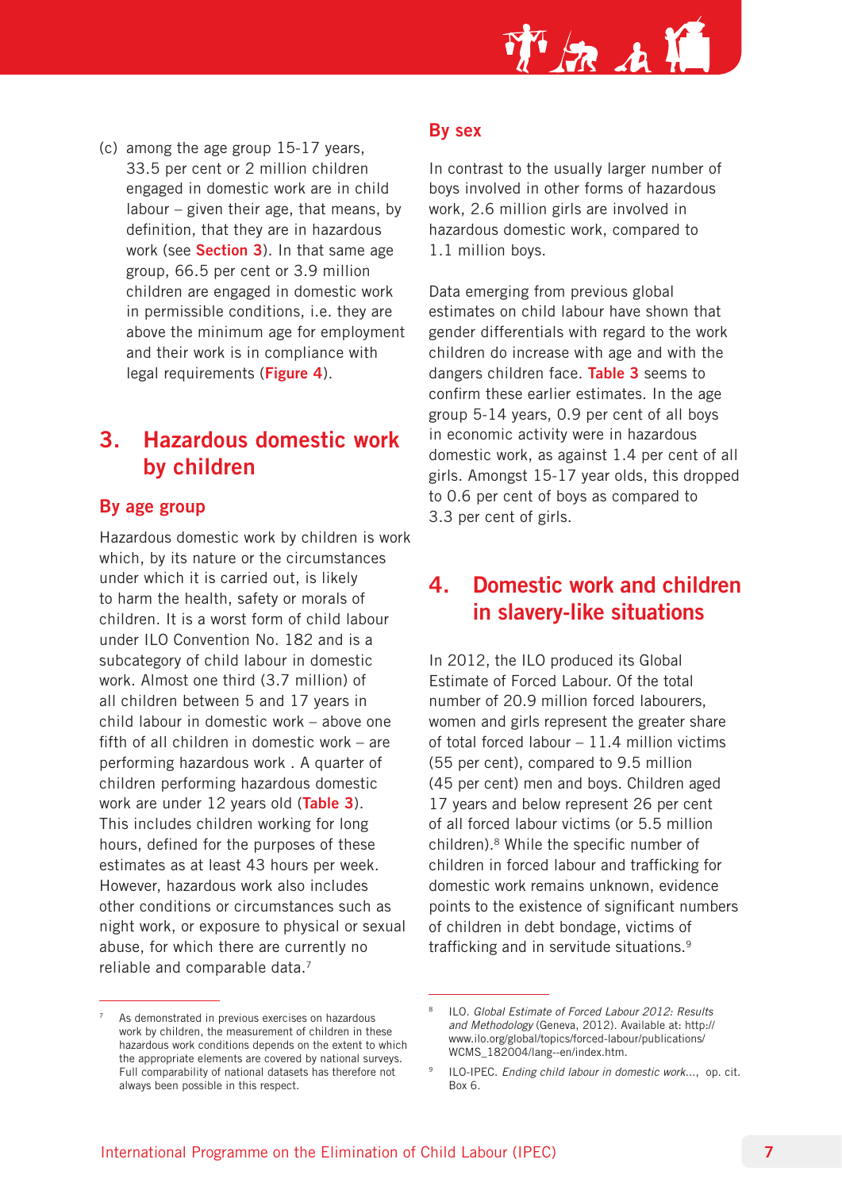(c) among the age group 15-17 years, 33.5 per cent or 2 million children engaged in domestic work are in child labour – given their age, that means, by definition, that they are in hazardous work (see **Section 3**). In that same age group, 66.5 per cent or 3.9 million children are engaged in domestic work in permissible conditions, i.e. they are above the minimum age for employment and their work is in compliance with legal requirements (**Figure 4**).

## 3. Hazardous domestic work by children

### By age group

Hazardous domestic work by children is work which, by its nature or the circumstances under which it is carried out, is likely to harm the health, safety or morals of children. It is a worst form of child labour under ILO Convention No. 182 and is a subcategory of child labour in domestic work. Almost one third (3.7 million) of all children between 5 and 17 years in child labour in domestic work – above one fifth of all children in domestic work – are performing hazardous work . A quarter of children performing hazardous domestic work are under 12 years old (**Table 3**). This includes children working for long hours, defined for the purposes of these estimates as at least 43 hours per week. However, hazardous work also includes other conditions or circumstances such as night work, or exposure to physical or sexual abuse, for which there are currently no reliable and comparable data.[7]

### By sex

In contrast to the usually larger number of boys involved in other forms of hazardous work, 2.6 million girls are involved in hazardous domestic work, compared to 1.1 million boys.

Data emerging from previous global estimates on child labour have shown that gender differentials with regard to the work children do increase with age and with the dangers children face. **Table 3** seems to confirm these earlier estimates. In the age group 5-14 years, 0.9 per cent of all boys in economic activity were in hazardous domestic work, as against 1.4 per cent of all girls. Amongst 15-17 year olds, this dropped to 0.6 per cent of boys as compared to 3.3 per cent of girls.

## 4. Domestic work and children in slavery-like situations

In 2012, the ILO produced its Global Estimate of Forced Labour. Of the total number of 20.9 million forced labourers, women and girls represent the greater share of total forced labour – 11.4 million victims (55 per cent), compared to 9.5 million (45 per cent) men and boys. Children aged 17 years and below represent 26 per cent of all forced labour victims (or 5.5 million children).[8] While the specific number of children in forced labour and trafficking for domestic work remains unknown, evidence points to the existence of significant numbers of children in debt bondage, victims of trafficking and in servitude situations.[9]

---

[7] As demonstrated in previous exercises on hazardous work by children, the measurement of children in these hazardous work conditions depends on the extent to which the appropriate elements are covered by national surveys. Full comparability of national datasets has therefore not always been possible in this respect.

[8] ILO. *Global Estimate of Forced Labour 2012: Results and Methodology* (Geneva, 2012). Available at: http://www.ilo.org/global/topics/forced-labour/publications/WCMS_182004/lang--en/index.htm.

[9] ILO-IPEC. *Ending child labour in domestic work...*, op. cit. Box 6.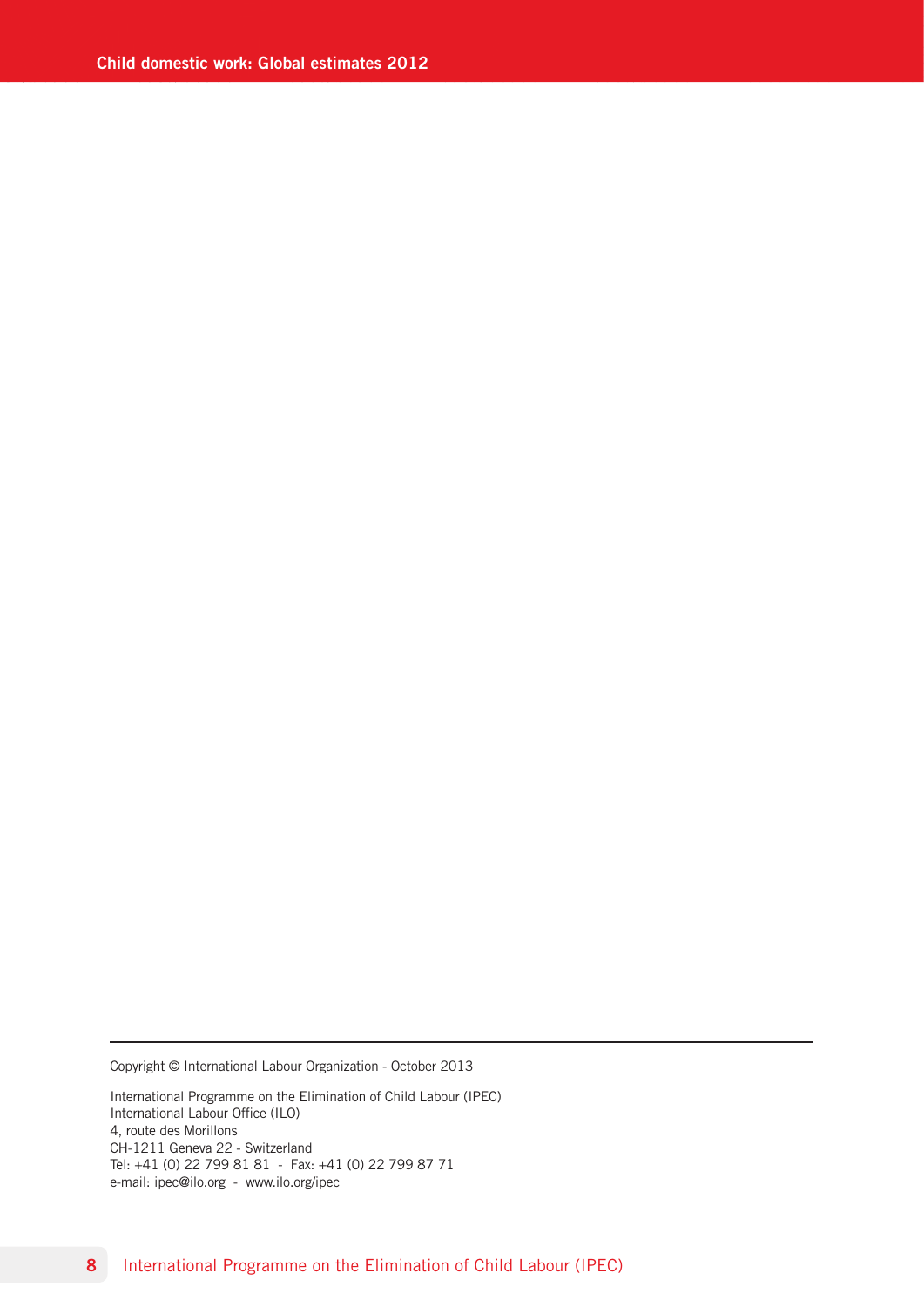Copyright © International Labour Organization - October 2013

International Programme on the Elimination of Child Labour (IPEC)
International Labour Office (ILO)
4, route des Morillons
CH-1211 Geneva 22 - Switzerland
Tel: +41 (0) 22 799 81 81 - Fax: +41 (0) 22 799 87 71
e-mail: ipec@ilo.org - www.ilo.org/ipec